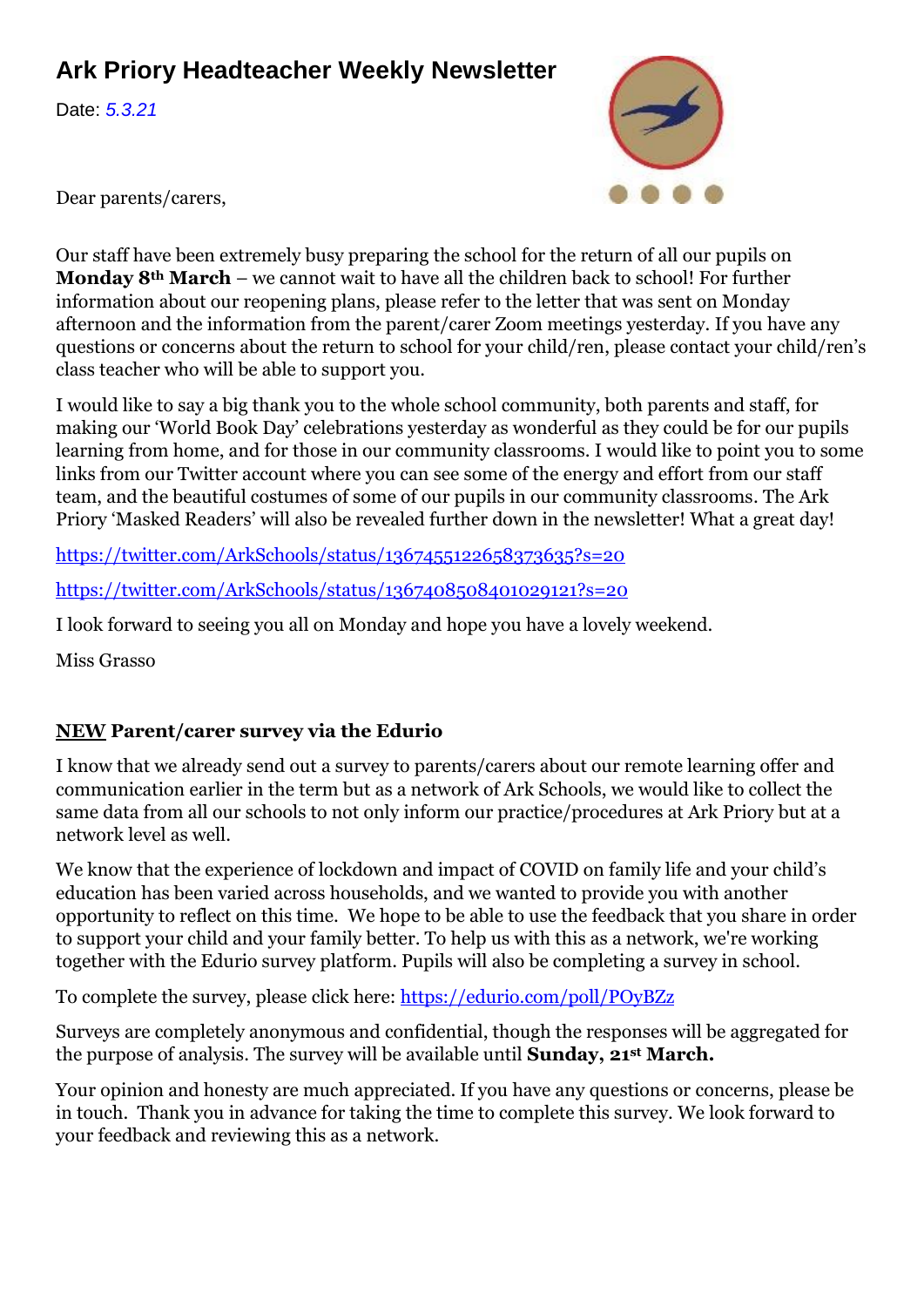# Ark Priory Headteacher Weekly Newsletter

Date: *5.3.21*

Dear parents/carers,

Our staff have been extremely busy preparing the school for the return of all our pupils on **Monday 8th March** – we cannot wait to have all the children back to school! For further information about our reopening plans, please refer to the letter that was sent on Monday afternoon and the information from the parent/carer Zoom meetings yesterday. If you have any questions or concerns about the return to school for your child/ren, please contact your child/ren's class teacher who will be able to support you.

I would like to say a big thank you to the whole school community, both parents and staff, for making our 'World Book Day' celebrations yesterday as wonderful as they could be for our pupils learning from home, and for those in our community classrooms. I would like to point you to some links from our Twitter account where you can see some of the energy and effort from our staff team, and the beautiful costumes of some of our pupils in our community classrooms. The Ark Priory 'Masked Readers' will also be revealed further down in the newsletter! What a great day!

https://twitter.com/ArkSchools/status/1367455122658373635?s=20

https://twitter.com/ArkSchools/status/1367408508401029121?s=20

I look forward to seeing you all on Monday and hope you have a lovely weekend.

Miss Grasso

**NEW Parent/carer survey via the Edurio**

I know that we already send out a survey to parents/carers about our remote learning offer and communication earlier in the term but as a network of Ark Schools, we would like to collect the same data from all our schools to not only inform our practice/procedures at Ark Priory but at a network level as well.

We know that the experience of lockdown and impact of COVID on family life and your child's education has been varied across households, and we wanted to provide you with another opportunity to reflect on this time. We hope to be able to use the feedback that you share in order to support your child and your family better. To help us with this as a network, we're working together with the Edurio survey platform. Pupils will also be completing a survey in school.

To complete the survey, please click here: https://edurio.com/poll/POyBZz

Surveys are completely anonymous and confidential, though the responses will be aggregated for the purpose of analysis. The survey will be available until **Sunday, 21st March.**

Your opinion and honesty are much appreciated. If you have any questions or concerns, please be in touch. Thank you in advance for taking the time to complete this survey. We look forward to your feedback and reviewing this as a network.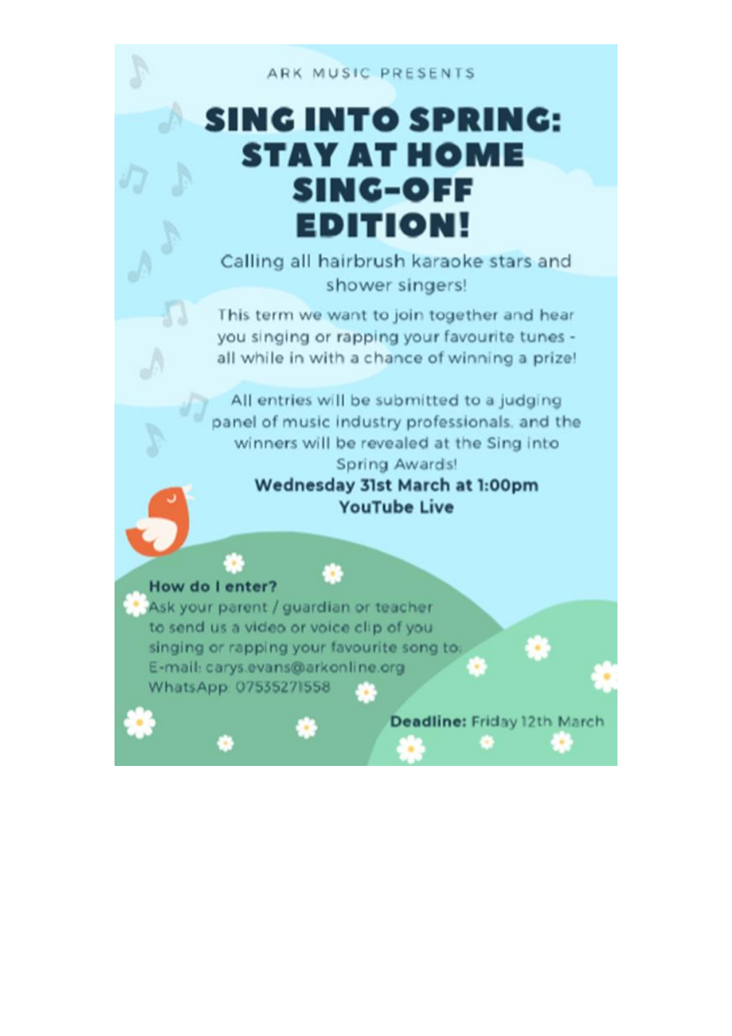ARK MUSIC PRESENTS

# SING INTO SPRING: STAY AT HOME SING-OFF EDITION!

Calling all hairbrush karaoke stars and shower singers!

This term we want to join together and hear you singing or rapping your favourite tunes - all while in with a chance of winning a prize!

All entries will be submitted to a judging panel of music industry professionals, and the winners will be revealed at the Sing into Spring Awards!

**Wednesday 31st March at 1:00pm**
**YouTube Live**

**How do I enter?**
Ask your parent / guardian or teacher to send us a video or voice clip of you singing or rapping your favourite song to:
E-mail: carys.evans@arkonline.org
WhatsApp: 07535271558

**Deadline:** Friday 12th March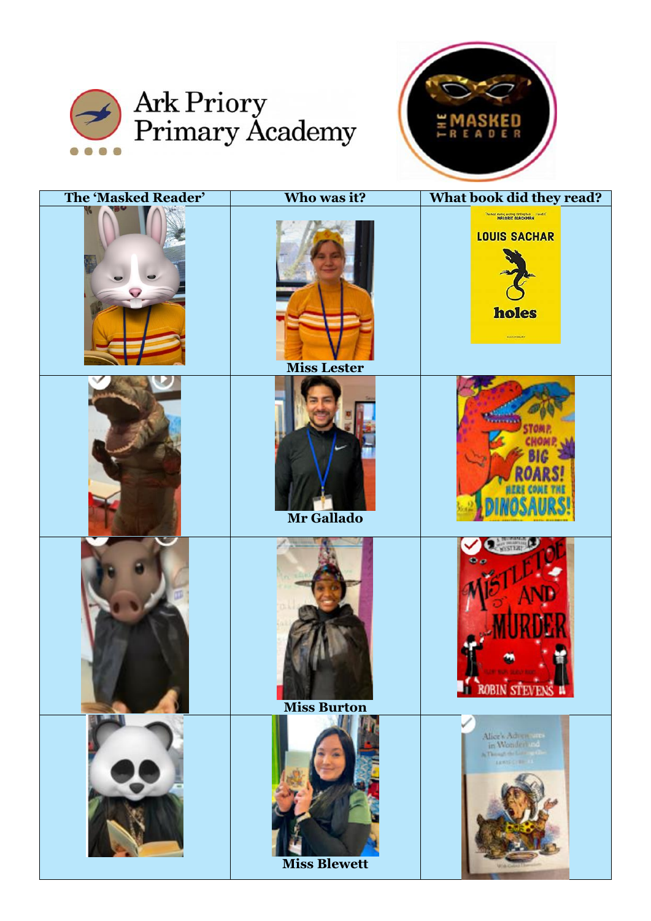Ark Priory Primary Academy

THE MASKED READER

| The 'Masked Reader' | Who was it? | What book did they read? |
| --- | --- | --- |
| | Miss Lester | LOUIS SACHAR holes |
| | Mr Gallado | STOMP, CHOMP, BIG ROARS! HERE COME THE DINOSAURS! |
| | Miss Burton | MISTLETOE AND MURDER ROBIN STEVENS |
| | Miss Blewett | Alice's Adventures in Wonderland |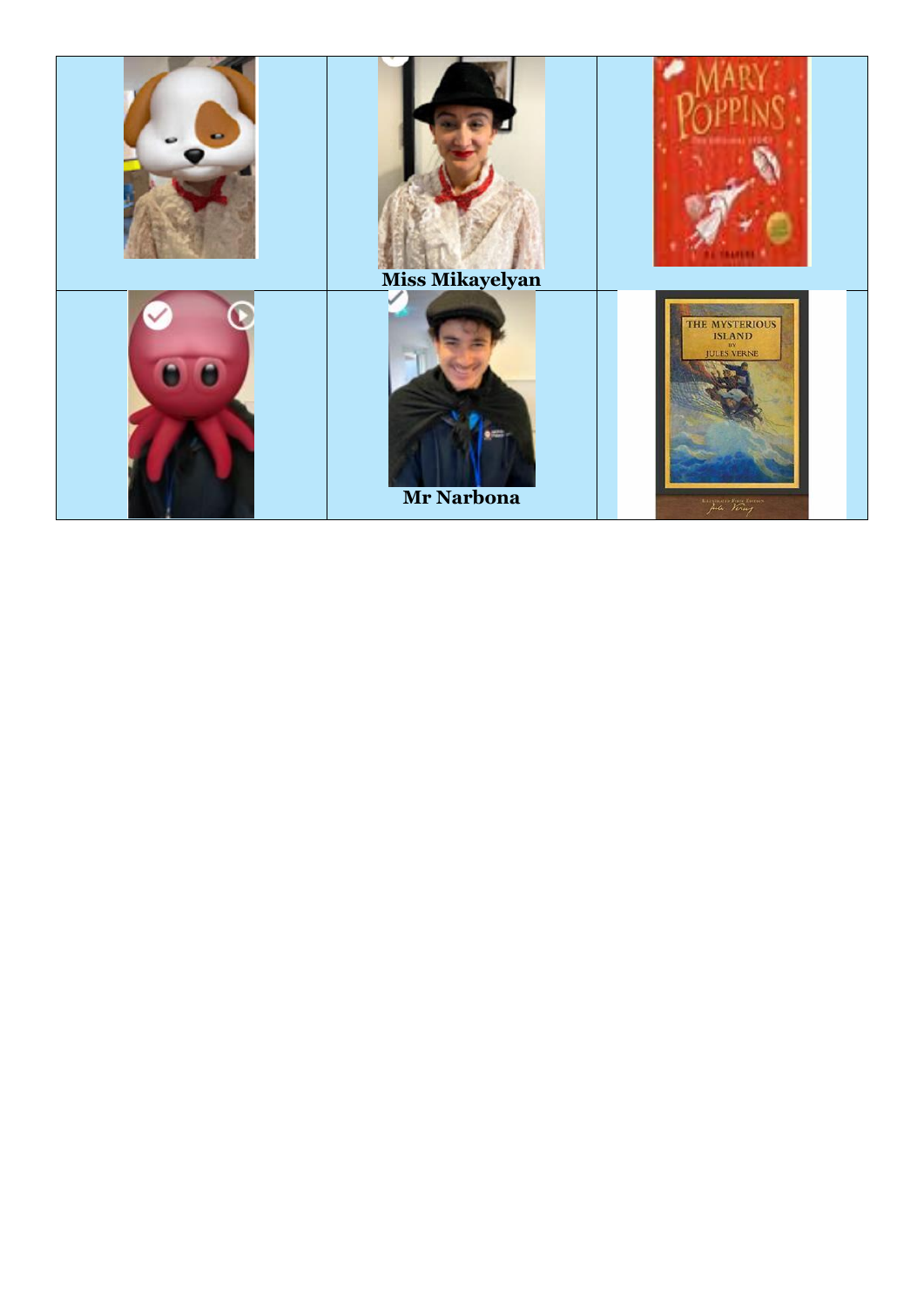| | | |
|---|---|---|
| | Miss Mikayelyan | |
| | Mr Narbona | |